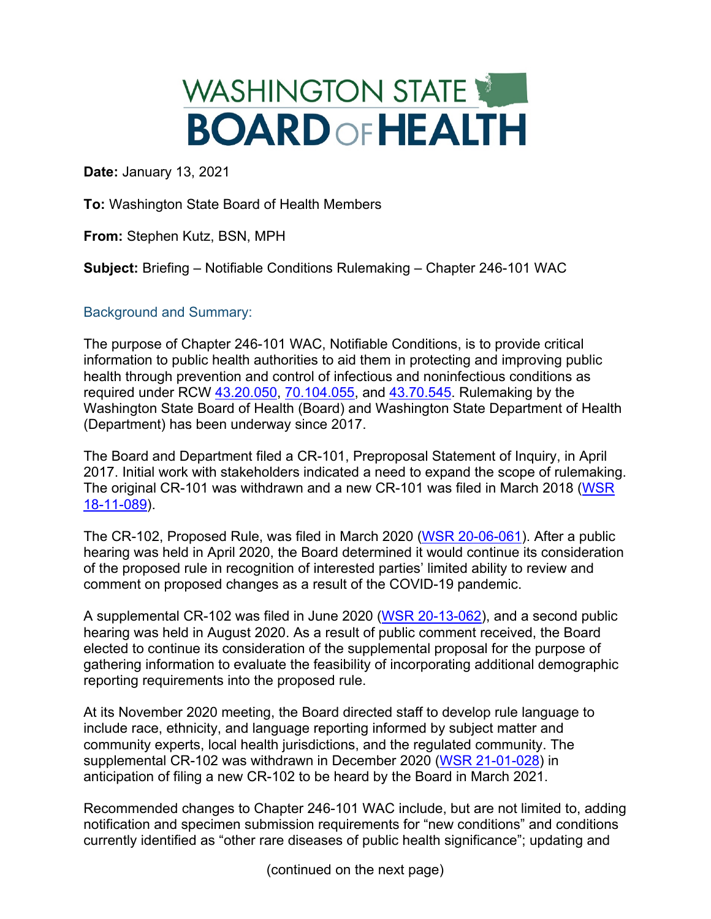# WASHINGTON STATE BOARD OF HEALTH

**Date:** January 13, 2021

**To:** Washington State Board of Health Members

**From:** Stephen Kutz, BSN, MPH

**Subject:** Briefing – Notifiable Conditions Rulemaking – Chapter 246-101 WAC

## Background and Summary:

The purpose of Chapter 246-101 WAC, Notifiable Conditions, is to provide critical information to public health authorities to aid them in protecting and improving public health through prevention and control of infectious and noninfectious conditions as required under RCW 43.20.050, 70.104.055, and 43.70.545. Rulemaking by the Washington State Board of Health (Board) and Washington State Department of Health (Department) has been underway since 2017.

The Board and Department filed a CR-101, Preproposal Statement of Inquiry, in April 2017. Initial work with stakeholders indicated a need to expand the scope of rulemaking. The original CR-101 was withdrawn and a new CR-101 was filed in March 2018 (WSR 18-11-089).

The CR-102, Proposed Rule, was filed in March 2020 (WSR 20-06-061). After a public hearing was held in April 2020, the Board determined it would continue its consideration of the proposed rule in recognition of interested parties' limited ability to review and comment on proposed changes as a result of the COVID-19 pandemic.

A supplemental CR-102 was filed in June 2020 (WSR 20-13-062), and a second public hearing was held in August 2020. As a result of public comment received, the Board elected to continue its consideration of the supplemental proposal for the purpose of gathering information to evaluate the feasibility of incorporating additional demographic reporting requirements into the proposed rule.

At its November 2020 meeting, the Board directed staff to develop rule language to include race, ethnicity, and language reporting informed by subject matter and community experts, local health jurisdictions, and the regulated community. The supplemental CR-102 was withdrawn in December 2020 (WSR 21-01-028) in anticipation of filing a new CR-102 to be heard by the Board in March 2021.

Recommended changes to Chapter 246-101 WAC include, but are not limited to, adding notification and specimen submission requirements for "new conditions" and conditions currently identified as "other rare diseases of public health significance"; updating and

(continued on the next page)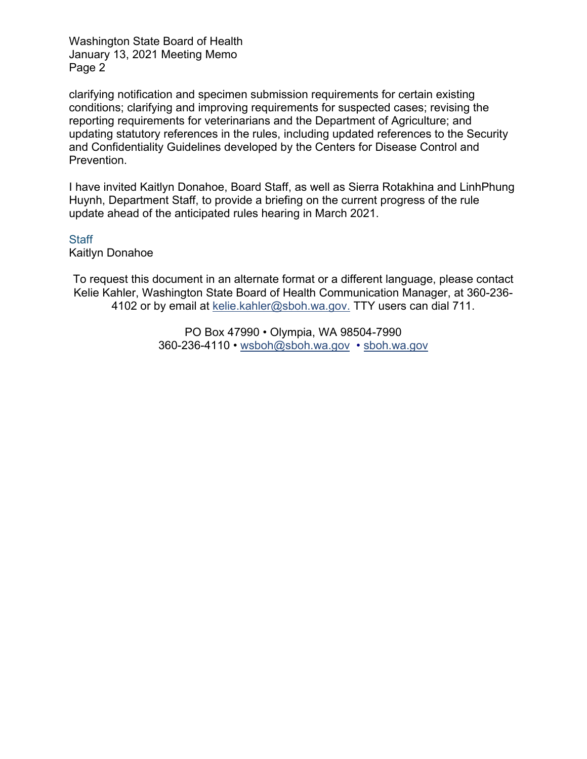clarifying notification and specimen submission requirements for certain existing conditions; clarifying and improving requirements for suspected cases; revising the reporting requirements for veterinarians and the Department of Agriculture; and updating statutory references in the rules, including updated references to the Security and Confidentiality Guidelines developed by the Centers for Disease Control and Prevention.

I have invited Kaitlyn Donahoe, Board Staff, as well as Sierra Rotakhina and LinhPhung Huynh, Department Staff, to provide a briefing on the current progress of the rule update ahead of the anticipated rules hearing in March 2021.

### Staff

Kaitlyn Donahoe

To request this document in an alternate format or a different language, please contact Kelie Kahler, Washington State Board of Health Communication Manager, at 360-236-4102 or by email at kelie.kahler@sboh.wa.gov. TTY users can dial 711.

PO Box 47990 • Olympia, WA 98504-7990
360-236-4110 • wsboh@sboh.wa.gov • sboh.wa.gov